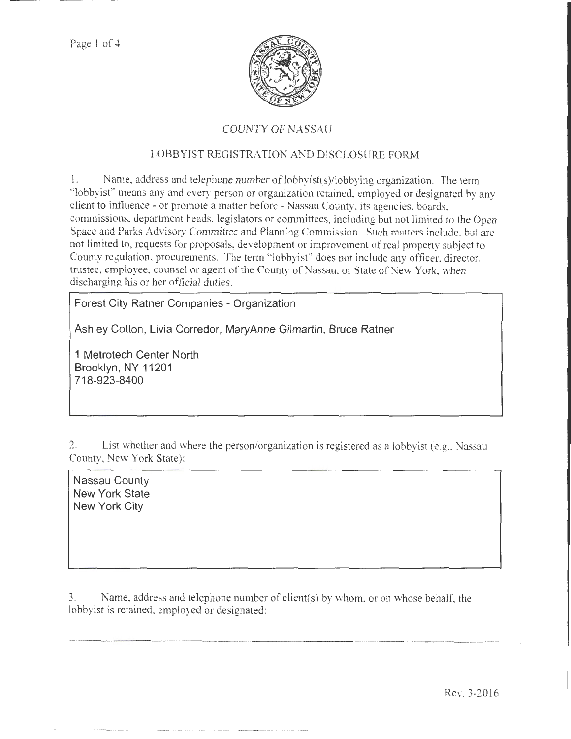# COUNTY OF NASSAU

## LOBBYIST REGISTRATION AND DISCLOSURE FORM

1. Name, address and telephone number of lobbyist(s)/lobbying organization. The term "lobbyist" means any and every person or organization retained, employed or designated by any client to influence - or promote a matter before - Nassau County, its agencies, boards, commissions, department heads, legislators or committees, including but not limited to the Open Space and Parks Advisory Committee and Planning Commission. Such matters include, but are not limited to, requests for proposals, development or improvement of real property subject to County regulation, procurements. The term "lobbyist" does not include any officer, director, trustee, employee, counsel or agent of the County of Nassau, or State of New York, when discharging his or her official duties.

Forest City Ratner Companies - Organization

Ashley Cotton, Livia Corredor, MaryAnne Gilmartin, Bruce Ratner

1 Metrotech Center North
Brooklyn, NY 11201
718-923-8400

2. List whether and where the person/organization is registered as a lobbyist (e.g., Nassau County, New York State):

Nassau County
New York State
New York City

3. Name, address and telephone number of client(s) by whom, or on whose behalf, the lobbyist is retained, employed or designated:

Rev. 3-2016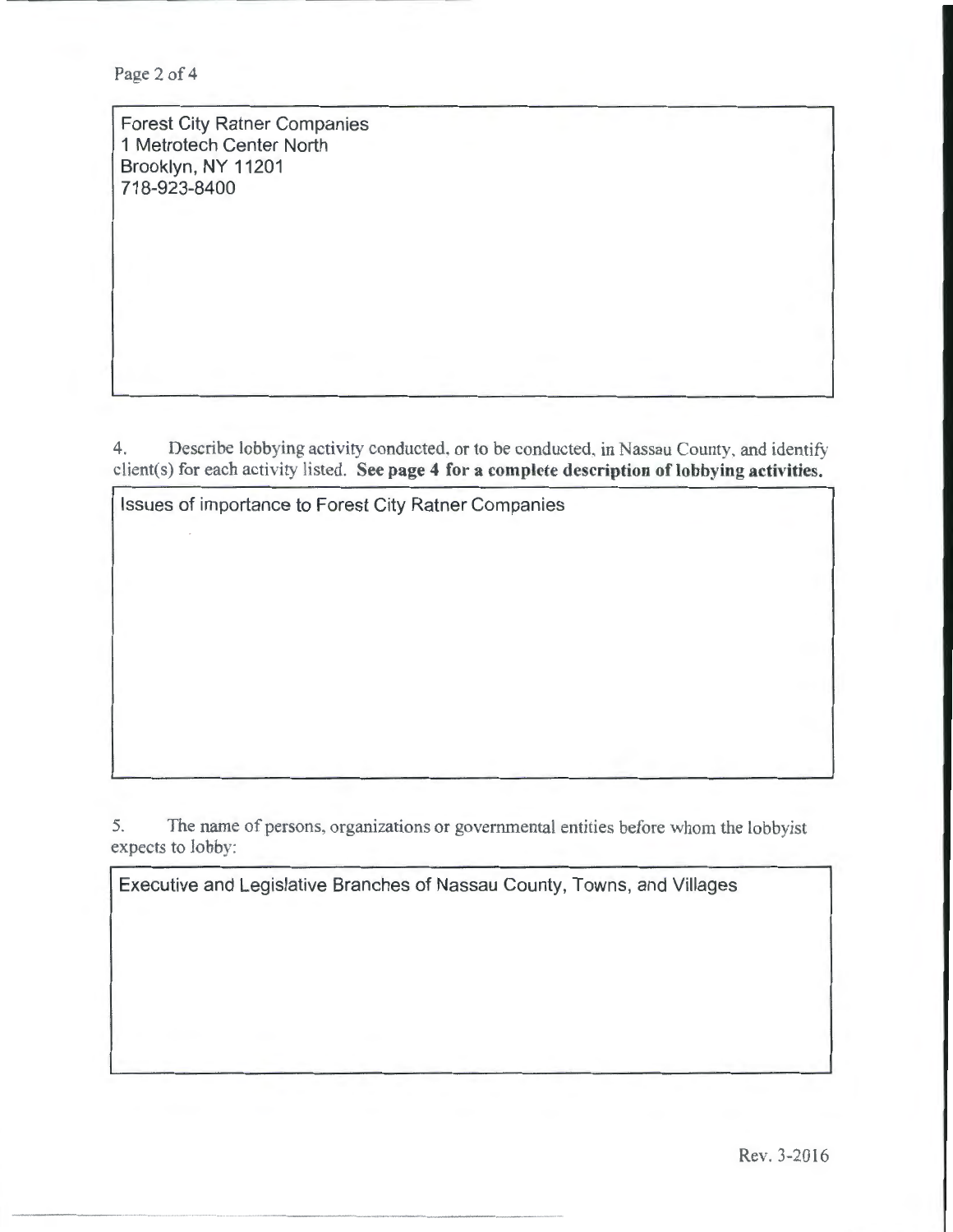Forest City Ratner Companies
1 Metrotech Center North
Brooklyn, NY 11201
718-923-8400

4. Describe lobbying activity conducted, or to be conducted, in Nassau County, and identify client(s) for each activity listed. **See page 4 for a complete description of lobbying activities.**

Issues of importance to Forest City Ratner Companies

5. The name of persons, organizations or governmental entities before whom the lobbyist expects to lobby:

Executive and Legislative Branches of Nassau County, Towns, and Villages

Rev. 3-2016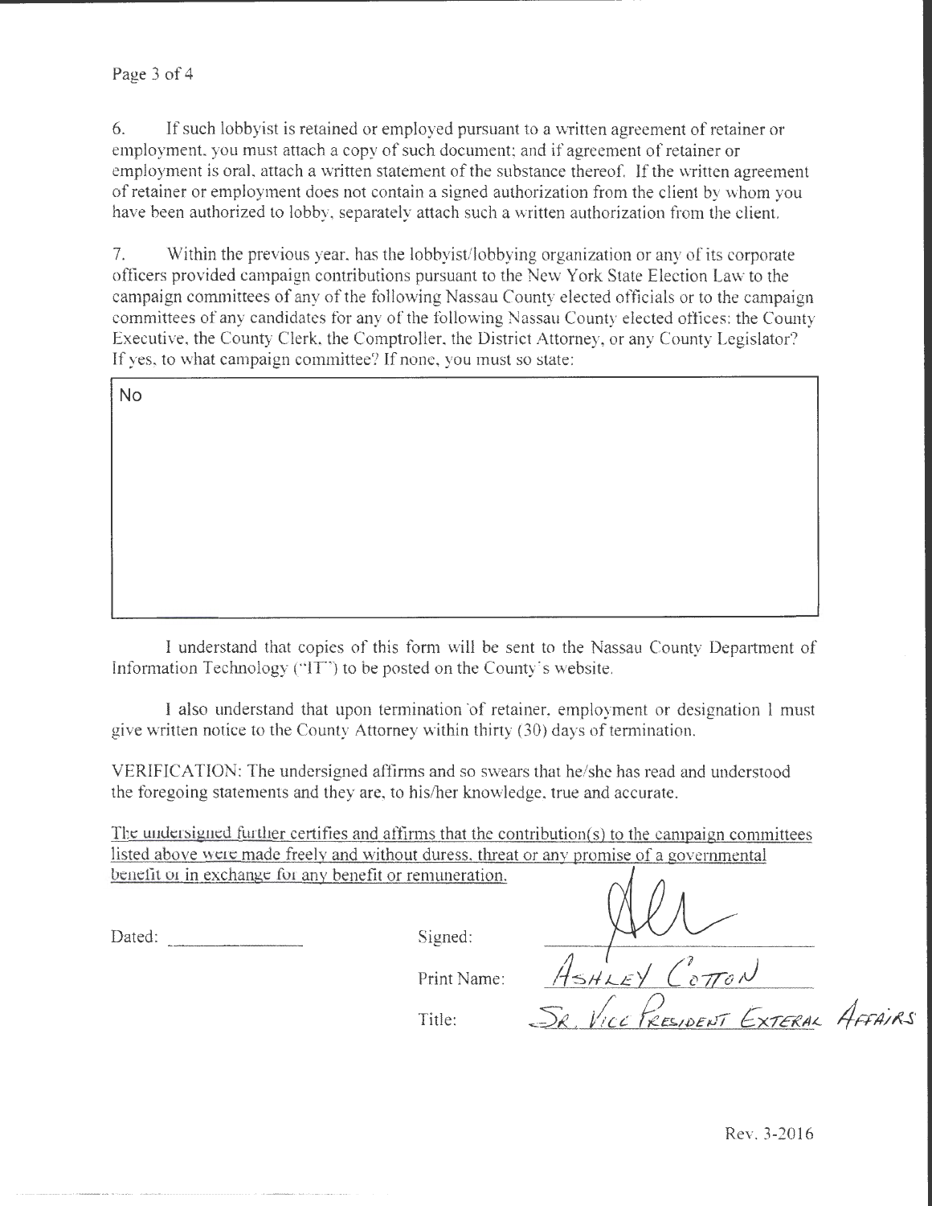6. If such lobbyist is retained or employed pursuant to a written agreement of retainer or employment, you must attach a copy of such document; and if agreement of retainer or employment is oral, attach a written statement of the substance thereof. If the written agreement of retainer or employment does not contain a signed authorization from the client by whom you have been authorized to lobby, separately attach such a written authorization from the client.

7. Within the previous year, has the lobbyist/lobbying organization or any of its corporate officers provided campaign contributions pursuant to the New York State Election Law to the campaign committees of any of the following Nassau County elected officials or to the campaign committees of any candidates for any of the following Nassau County elected offices: the County Executive, the County Clerk, the Comptroller, the District Attorney, or any County Legislator? If yes, to what campaign committee? If none, you must so state:

No

I understand that copies of this form will be sent to the Nassau County Department of Information Technology ("IT") to be posted on the County's website.

I also understand that upon termination of retainer, employment or designation I must give written notice to the County Attorney within thirty (30) days of termination.

VERIFICATION: The undersigned affirms and so swears that he/she has read and understood the foregoing statements and they are, to his/her knowledge, true and accurate.

The undersigned further certifies and affirms that the contribution(s) to the campaign committees listed above were made freely and without duress, threat or any promise of a governmental benefit or in exchange for any benefit or remuneration.

Dated: ______________

Signed: [signature]

Print Name: Ashley Cotton

Title: Sr. Vice President Exteral Affairs

Rev. 3-2016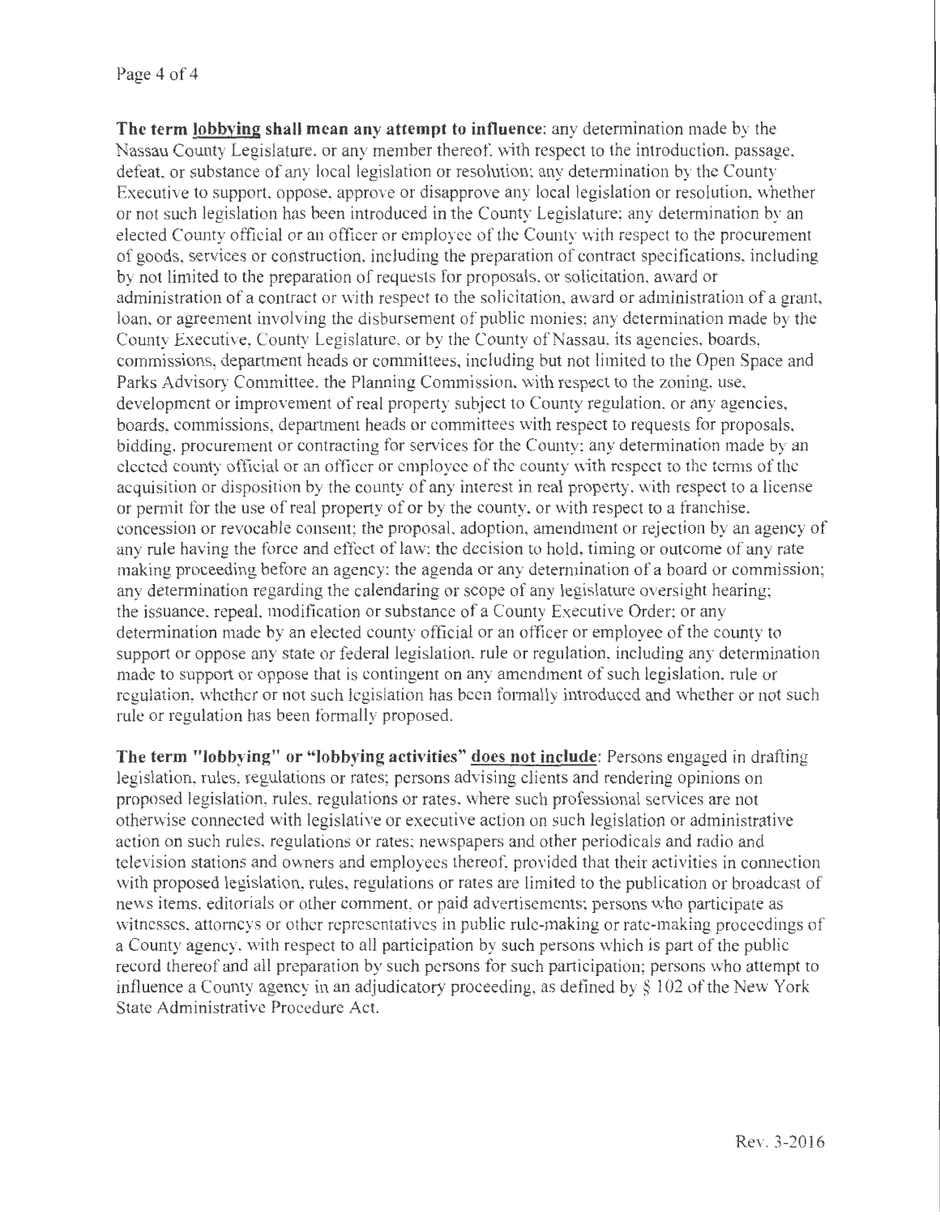**The term lobbying shall mean any attempt to influence**: any determination made by the Nassau County Legislature, or any member thereof, with respect to the introduction, passage, defeat, or substance of any local legislation or resolution; any determination by the County Executive to support, oppose, approve or disapprove any local legislation or resolution, whether or not such legislation has been introduced in the County Legislature; any determination by an elected County official or an officer or employee of the County with respect to the procurement of goods, services or construction, including the preparation of contract specifications, including by not limited to the preparation of requests for proposals, or solicitation, award or administration of a contract or with respect to the solicitation, award or administration of a grant, loan, or agreement involving the disbursement of public monies; any determination made by the County Executive, County Legislature, or by the County of Nassau, its agencies, boards, commissions, department heads or committees, including but not limited to the Open Space and Parks Advisory Committee, the Planning Commission, with respect to the zoning, use, development or improvement of real property subject to County regulation, or any agencies, boards, commissions, department heads or committees with respect to requests for proposals, bidding, procurement or contracting for services for the County; any determination made by an elected county official or an officer or employee of the county with respect to the terms of the acquisition or disposition by the county of any interest in real property, with respect to a license or permit for the use of real property of or by the county, or with respect to a franchise, concession or revocable consent; the proposal, adoption, amendment or rejection by an agency of any rule having the force and effect of law; the decision to hold, timing or outcome of any rate making proceeding before an agency; the agenda or any determination of a board or commission; any determination regarding the calendaring or scope of any legislature oversight hearing; the issuance, repeal, modification or substance of a County Executive Order; or any determination made by an elected county official or an officer or employee of the county to support or oppose any state or federal legislation, rule or regulation, including any determination made to support or oppose that is contingent on any amendment of such legislation, rule or regulation, whether or not such legislation has been formally introduced and whether or not such rule or regulation has been formally proposed.

**The term "lobbying" or "lobbying activities" does not include**: Persons engaged in drafting legislation, rules, regulations or rates; persons advising clients and rendering opinions on proposed legislation, rules, regulations or rates, where such professional services are not otherwise connected with legislative or executive action on such legislation or administrative action on such rules, regulations or rates; newspapers and other periodicals and radio and television stations and owners and employees thereof, provided that their activities in connection with proposed legislation, rules, regulations or rates are limited to the publication or broadcast of news items, editorials or other comment, or paid advertisements; persons who participate as witnesses, attorneys or other representatives in public rule-making or rate-making proceedings of a County agency, with respect to all participation by such persons which is part of the public record thereof and all preparation by such persons for such participation; persons who attempt to influence a County agency in an adjudicatory proceeding, as defined by § 102 of the New York State Administrative Procedure Act.

Rev. 3-2016